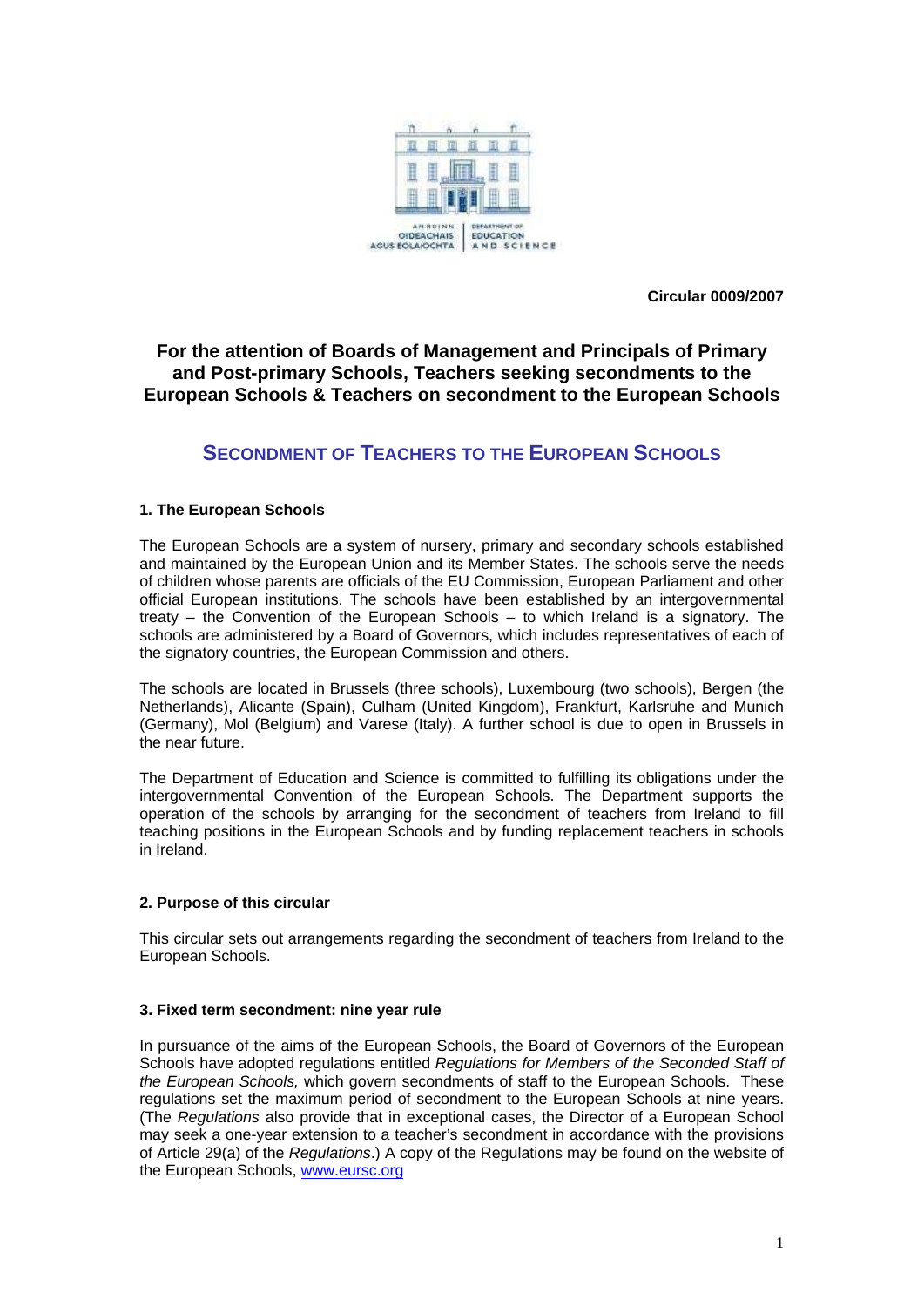**Circular 0009/2007**

## For the attention of Boards of Management and Principals of Primary and Post-primary Schools, Teachers seeking secondments to the European Schools & Teachers on secondment to the European Schools

# SECONDMENT OF TEACHERS TO THE EUROPEAN SCHOOLS

### 1. The European Schools

The European Schools are a system of nursery, primary and secondary schools established and maintained by the European Union and its Member States. The schools serve the needs of children whose parents are officials of the EU Commission, European Parliament and other official European institutions. The schools have been established by an intergovernmental treaty – the Convention of the European Schools – to which Ireland is a signatory. The schools are administered by a Board of Governors, which includes representatives of each of the signatory countries, the European Commission and others.

The schools are located in Brussels (three schools), Luxembourg (two schools), Bergen (the Netherlands), Alicante (Spain), Culham (United Kingdom), Frankfurt, Karlsruhe and Munich (Germany), Mol (Belgium) and Varese (Italy). A further school is due to open in Brussels in the near future.

The Department of Education and Science is committed to fulfilling its obligations under the intergovernmental Convention of the European Schools. The Department supports the operation of the schools by arranging for the secondment of teachers from Ireland to fill teaching positions in the European Schools and by funding replacement teachers in schools in Ireland.

### 2. Purpose of this circular

This circular sets out arrangements regarding the secondment of teachers from Ireland to the European Schools.

### 3. Fixed term secondment: nine year rule

In pursuance of the aims of the European Schools, the Board of Governors of the European Schools have adopted regulations entitled *Regulations for Members of the Seconded Staff of the European Schools,* which govern secondments of staff to the European Schools. These regulations set the maximum period of secondment to the European Schools at nine years. (The *Regulations* also provide that in exceptional cases, the Director of a European School may seek a one-year extension to a teacher's secondment in accordance with the provisions of Article 29(a) of the *Regulations*.) A copy of the Regulations may be found on the website of the European Schools, www.eursc.org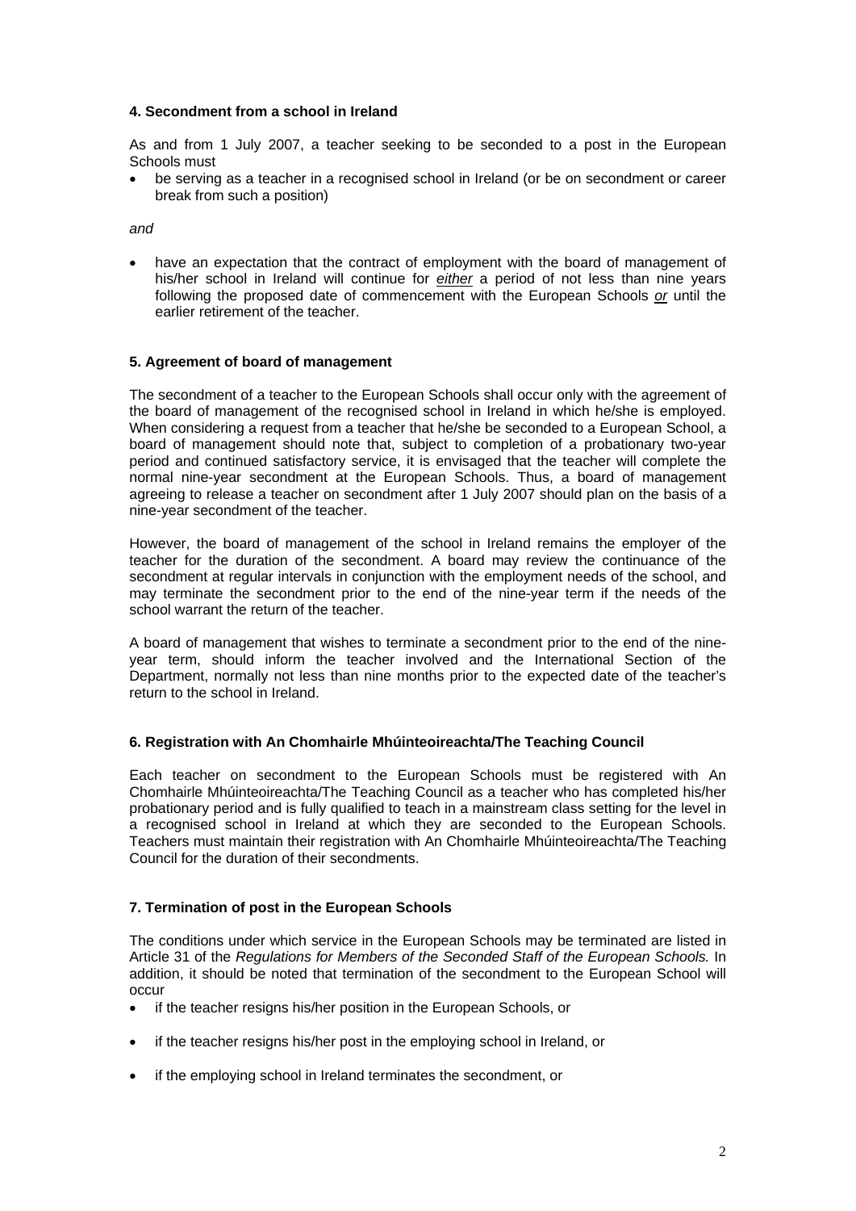#### 4. Secondment from a school in Ireland

As and from 1 July 2007, a teacher seeking to be seconded to a post in the European Schools must

- be serving as a teacher in a recognised school in Ireland (or be on secondment or career break from such a position)

*and*

- have an expectation that the contract of employment with the board of management of his/her school in Ireland will continue for ***either*** a period of not less than nine years following the proposed date of commencement with the European Schools ***or*** until the earlier retirement of the teacher.

#### 5. Agreement of board of management

The secondment of a teacher to the European Schools shall occur only with the agreement of the board of management of the recognised school in Ireland in which he/she is employed. When considering a request from a teacher that he/she be seconded to a European School, a board of management should note that, subject to completion of a probationary two-year period and continued satisfactory service, it is envisaged that the teacher will complete the normal nine-year secondment at the European Schools. Thus, a board of management agreeing to release a teacher on secondment after 1 July 2007 should plan on the basis of a nine-year secondment of the teacher.

However, the board of management of the school in Ireland remains the employer of the teacher for the duration of the secondment. A board may review the continuance of the secondment at regular intervals in conjunction with the employment needs of the school, and may terminate the secondment prior to the end of the nine-year term if the needs of the school warrant the return of the teacher.

A board of management that wishes to terminate a secondment prior to the end of the nine-year term, should inform the teacher involved and the International Section of the Department, normally not less than nine months prior to the expected date of the teacher's return to the school in Ireland.

#### 6. Registration with An Chomhairle Mhúinteoireachta/The Teaching Council

Each teacher on secondment to the European Schools must be registered with An Chomhairle Mhúinteoireachta/The Teaching Council as a teacher who has completed his/her probationary period and is fully qualified to teach in a mainstream class setting for the level in a recognised school in Ireland at which they are seconded to the European Schools. Teachers must maintain their registration with An Chomhairle Mhúinteoireachta/The Teaching Council for the duration of their secondments.

#### 7. Termination of post in the European Schools

The conditions under which service in the European Schools may be terminated are listed in Article 31 of the *Regulations for Members of the Seconded Staff of the European Schools.* In addition, it should be noted that termination of the secondment to the European School will occur

- if the teacher resigns his/her position in the European Schools, or
- if the teacher resigns his/her post in the employing school in Ireland, or
- if the employing school in Ireland terminates the secondment, or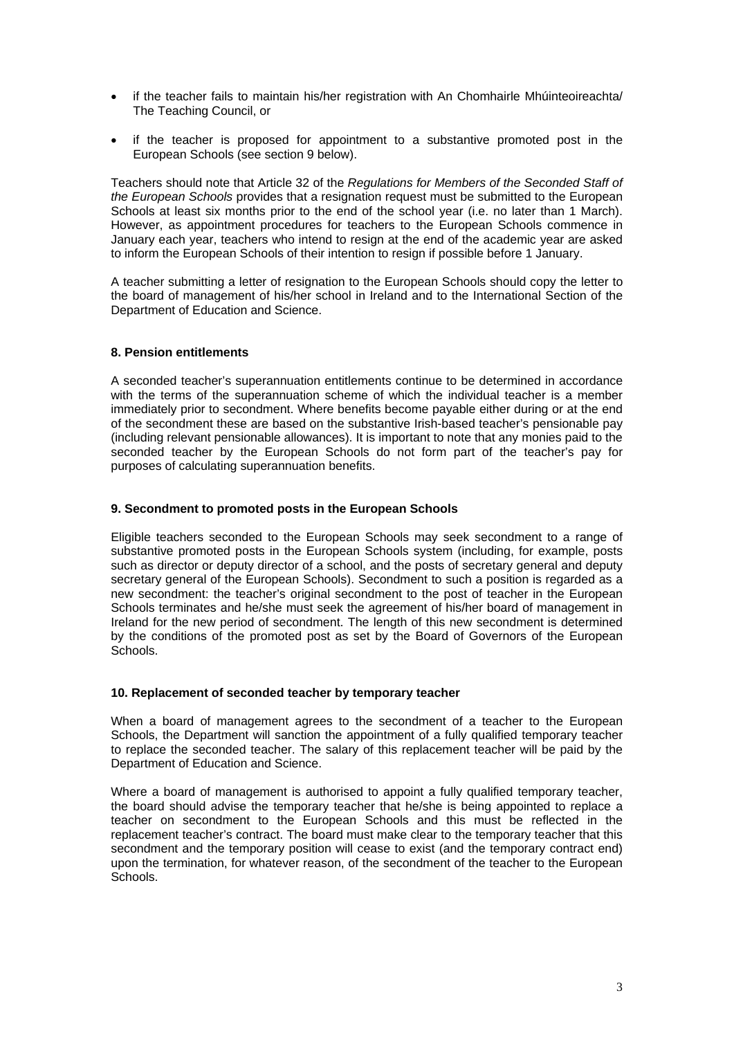- if the teacher fails to maintain his/her registration with An Chomhairle Mhúinteoireachta/ The Teaching Council, or
- if the teacher is proposed for appointment to a substantive promoted post in the European Schools (see section 9 below).

Teachers should note that Article 32 of the *Regulations for Members of the Seconded Staff of the European Schools* provides that a resignation request must be submitted to the European Schools at least six months prior to the end of the school year (i.e. no later than 1 March). However, as appointment procedures for teachers to the European Schools commence in January each year, teachers who intend to resign at the end of the academic year are asked to inform the European Schools of their intention to resign if possible before 1 January.

A teacher submitting a letter of resignation to the European Schools should copy the letter to the board of management of his/her school in Ireland and to the International Section of the Department of Education and Science.

**8. Pension entitlements**

A seconded teacher's superannuation entitlements continue to be determined in accordance with the terms of the superannuation scheme of which the individual teacher is a member immediately prior to secondment. Where benefits become payable either during or at the end of the secondment these are based on the substantive Irish-based teacher's pensionable pay (including relevant pensionable allowances). It is important to note that any monies paid to the seconded teacher by the European Schools do not form part of the teacher's pay for purposes of calculating superannuation benefits.

**9. Secondment to promoted posts in the European Schools**

Eligible teachers seconded to the European Schools may seek secondment to a range of substantive promoted posts in the European Schools system (including, for example, posts such as director or deputy director of a school, and the posts of secretary general and deputy secretary general of the European Schools). Secondment to such a position is regarded as a new secondment: the teacher's original secondment to the post of teacher in the European Schools terminates and he/she must seek the agreement of his/her board of management in Ireland for the new period of secondment. The length of this new secondment is determined by the conditions of the promoted post as set by the Board of Governors of the European Schools.

**10. Replacement of seconded teacher by temporary teacher**

When a board of management agrees to the secondment of a teacher to the European Schools, the Department will sanction the appointment of a fully qualified temporary teacher to replace the seconded teacher. The salary of this replacement teacher will be paid by the Department of Education and Science.

Where a board of management is authorised to appoint a fully qualified temporary teacher, the board should advise the temporary teacher that he/she is being appointed to replace a teacher on secondment to the European Schools and this must be reflected in the replacement teacher's contract. The board must make clear to the temporary teacher that this secondment and the temporary position will cease to exist (and the temporary contract end) upon the termination, for whatever reason, of the secondment of the teacher to the European Schools.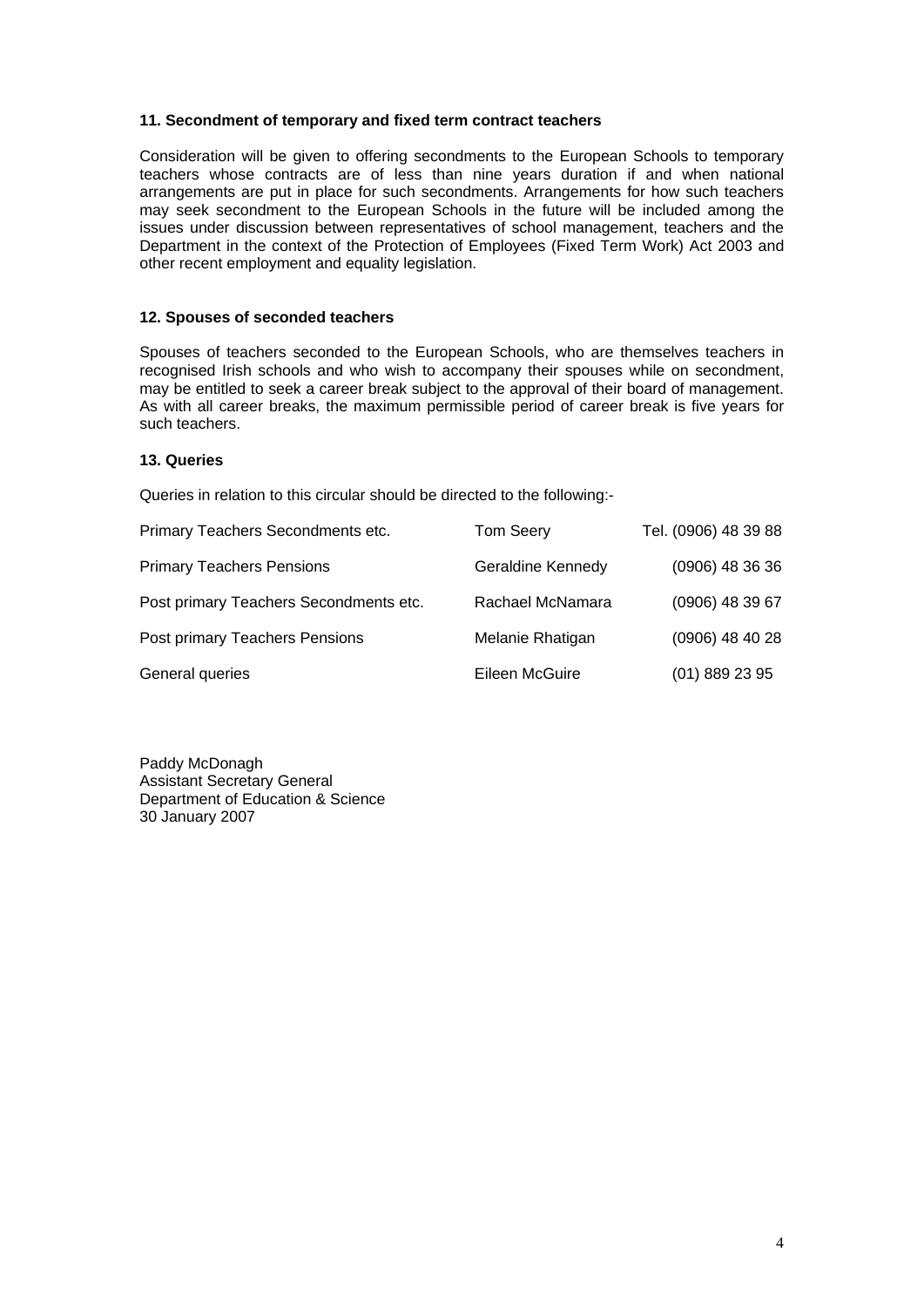**11. Secondment of temporary and fixed term contract teachers**

Consideration will be given to offering secondments to the European Schools to temporary teachers whose contracts are of less than nine years duration if and when national arrangements are put in place for such secondments. Arrangements for how such teachers may seek secondment to the European Schools in the future will be included among the issues under discussion between representatives of school management, teachers and the Department in the context of the Protection of Employees (Fixed Term Work) Act 2003 and other recent employment and equality legislation.

**12. Spouses of seconded teachers**

Spouses of teachers seconded to the European Schools, who are themselves teachers in recognised Irish schools and who wish to accompany their spouses while on secondment, may be entitled to seek a career break subject to the approval of their board of management. As with all career breaks, the maximum permissible period of career break is five years for such teachers.

**13. Queries**

Queries in relation to this circular should be directed to the following:-

| | | |
|---|---|---|
| Primary Teachers Secondments etc. | Tom Seery | Tel. (0906) 48 39 88 |
| Primary Teachers Pensions | Geraldine Kennedy | (0906) 48 36 36 |
| Post primary Teachers Secondments etc. | Rachael McNamara | (0906) 48 39 67 |
| Post primary Teachers Pensions | Melanie Rhatigan | (0906) 48 40 28 |
| General queries | Eileen McGuire | (01) 889 23 95 |

Paddy McDonagh
Assistant Secretary General
Department of Education & Science
30 January 2007